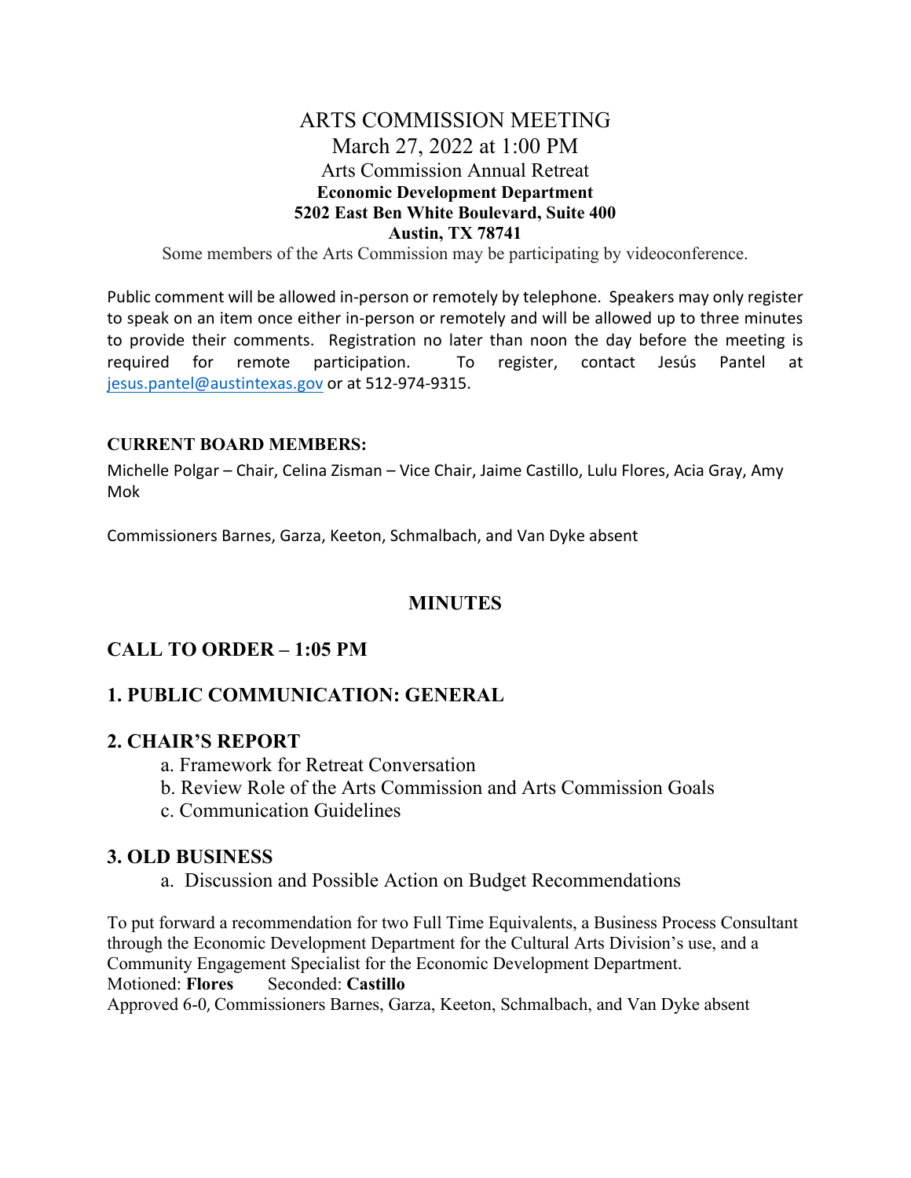# ARTS COMMISSION MEETING

March 27, 2022 at 1:00 PM

Arts Commission Annual Retreat

**Economic Development Department**
**5202 East Ben White Boulevard, Suite 400**
**Austin, TX 78741**

Some members of the Arts Commission may be participating by videoconference.

Public comment will be allowed in-person or remotely by telephone. Speakers may only register to speak on an item once either in-person or remotely and will be allowed up to three minutes to provide their comments. Registration no later than noon the day before the meeting is required for remote participation. To register, contact Jesús Pantel at jesus.pantel@austintexas.gov or at 512-974-9315.

**CURRENT BOARD MEMBERS:**

Michelle Polgar – Chair, Celina Zisman – Vice Chair, Jaime Castillo, Lulu Flores, Acia Gray, Amy Mok

Commissioners Barnes, Garza, Keeton, Schmalbach, and Van Dyke absent

## MINUTES

## CALL TO ORDER – 1:05 PM

## 1. PUBLIC COMMUNICATION: GENERAL

## 2. CHAIR'S REPORT

a. Framework for Retreat Conversation
b. Review Role of the Arts Commission and Arts Commission Goals
c. Communication Guidelines

## 3. OLD BUSINESS

a. Discussion and Possible Action on Budget Recommendations

To put forward a recommendation for two Full Time Equivalents, a Business Process Consultant through the Economic Development Department for the Cultural Arts Division's use, and a Community Engagement Specialist for the Economic Development Department.
Motioned: **Flores** Seconded: **Castillo**
Approved 6-0, Commissioners Barnes, Garza, Keeton, Schmalbach, and Van Dyke absent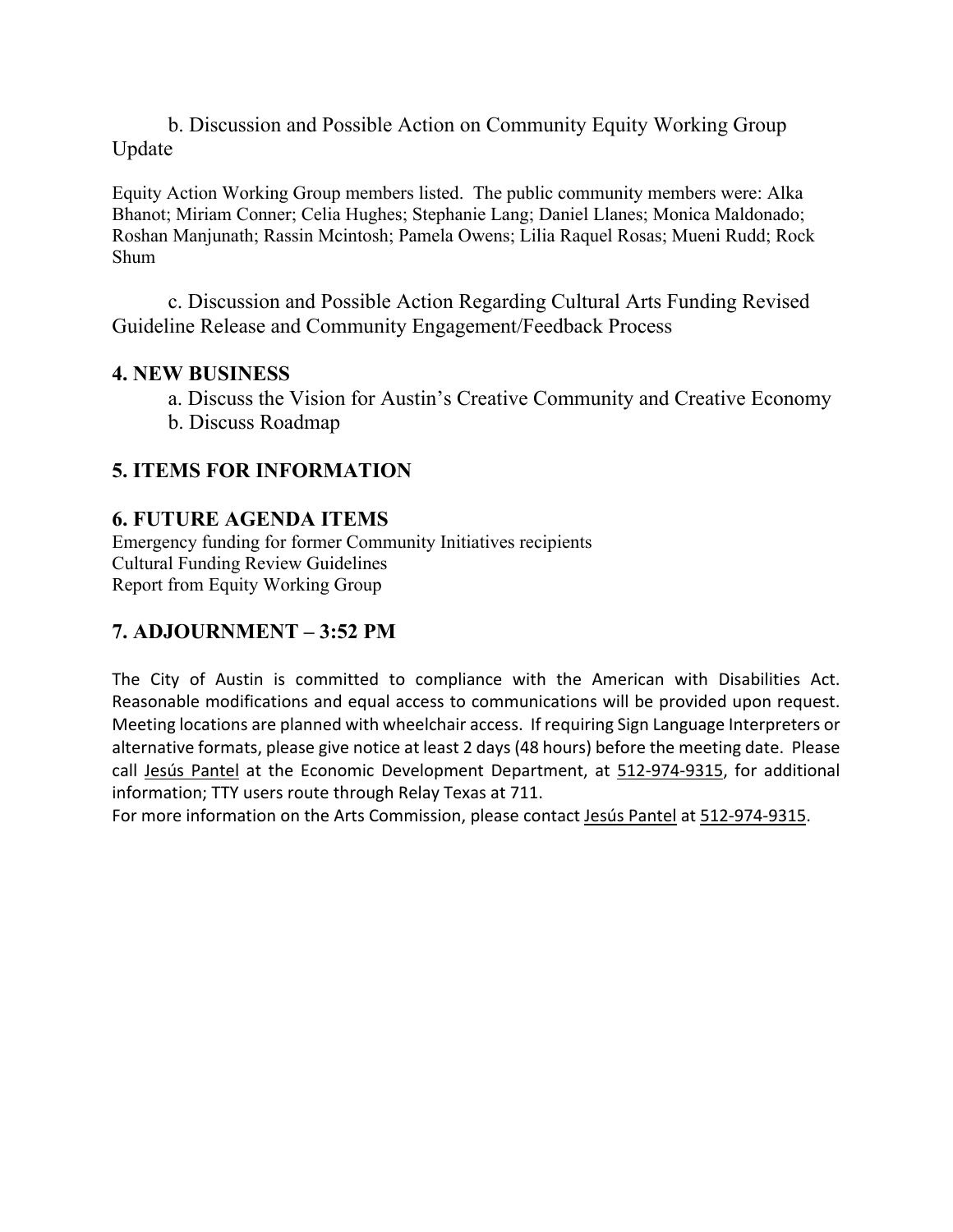b. Discussion and Possible Action on Community Equity Working Group Update

Equity Action Working Group members listed. The public community members were: Alka Bhanot; Miriam Conner; Celia Hughes; Stephanie Lang; Daniel Llanes; Monica Maldonado; Roshan Manjunath; Rassin Mcintosh; Pamela Owens; Lilia Raquel Rosas; Mueni Rudd; Rock Shum

c. Discussion and Possible Action Regarding Cultural Arts Funding Revised Guideline Release and Community Engagement/Feedback Process

## 4. NEW BUSINESS

a. Discuss the Vision for Austin's Creative Community and Creative Economy
b. Discuss Roadmap

## 5. ITEMS FOR INFORMATION

## 6. FUTURE AGENDA ITEMS

Emergency funding for former Community Initiatives recipients
Cultural Funding Review Guidelines
Report from Equity Working Group

## 7. ADJOURNMENT – 3:52 PM

The City of Austin is committed to compliance with the American with Disabilities Act. Reasonable modifications and equal access to communications will be provided upon request. Meeting locations are planned with wheelchair access. If requiring Sign Language Interpreters or alternative formats, please give notice at least 2 days (48 hours) before the meeting date. Please call Jesús Pantel at the Economic Development Department, at 512-974-9315, for additional information; TTY users route through Relay Texas at 711.
For more information on the Arts Commission, please contact Jesús Pantel at 512-974-9315.